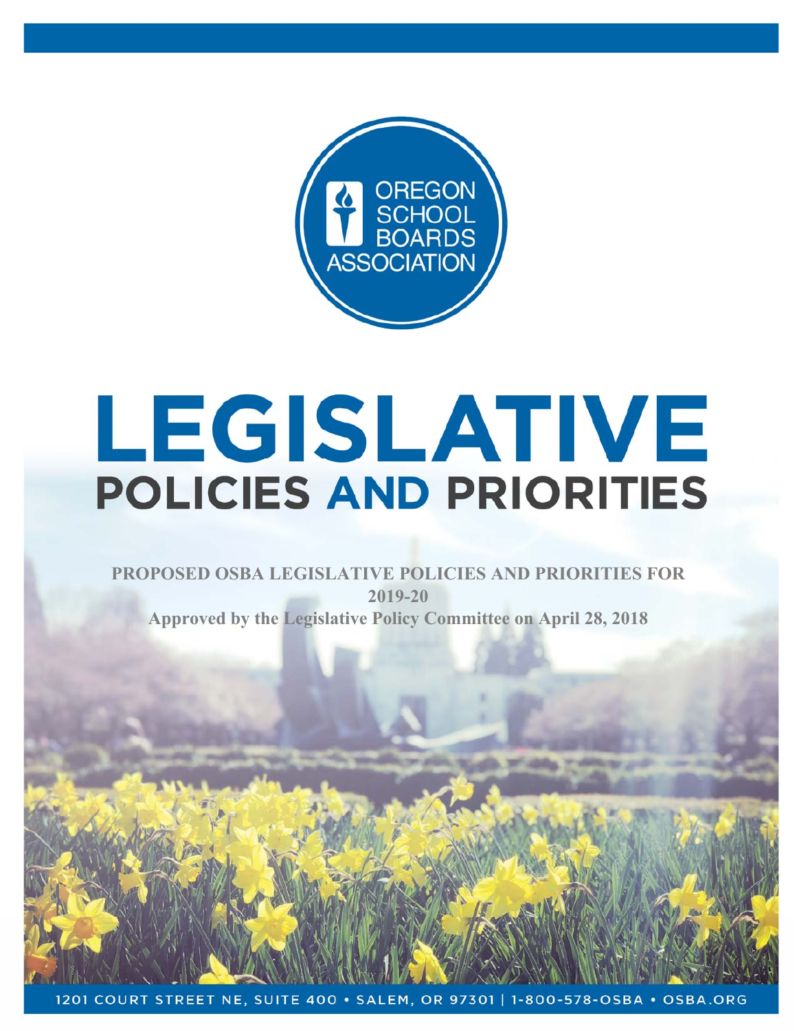OREGON SCHOOL BOARDS ASSOCIATION

# LEGISLATIVE

## POLICIES AND PRIORITIES

**PROPOSED OSBA LEGISLATIVE POLICIES AND PRIORITIES FOR 2019-20**

**Approved by the Legislative Policy Committee on April 28, 2018**

1201 COURT STREET NE, SUITE 400 • SALEM, OR 97301 | 1-800-578-OSBA • OSBA.ORG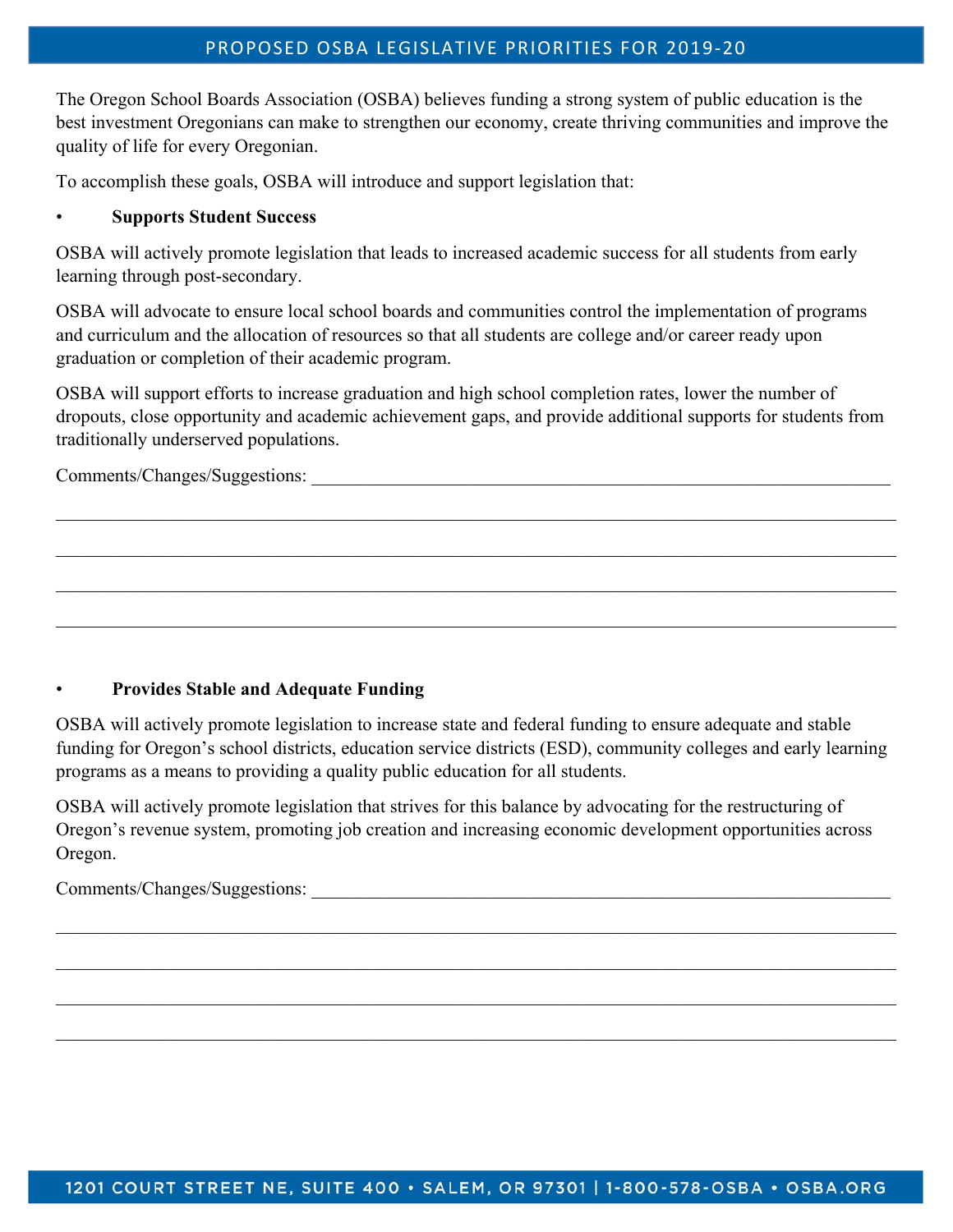# PROPOSED OSBA LEGISLATIVE PRIORITIES FOR 2019-20

The Oregon School Boards Association (OSBA) believes funding a strong system of public education is the best investment Oregonians can make to strengthen our economy, create thriving communities and improve the quality of life for every Oregonian.

To accomplish these goals, OSBA will introduce and support legislation that:

- **Supports Student Success**

OSBA will actively promote legislation that leads to increased academic success for all students from early learning through post-secondary.

OSBA will advocate to ensure local school boards and communities control the implementation of programs and curriculum and the allocation of resources so that all students are college and/or career ready upon graduation or completion of their academic program.

OSBA will support efforts to increase graduation and high school completion rates, lower the number of dropouts, close opportunity and academic achievement gaps, and provide additional supports for students from traditionally underserved populations.

Comments/Changes/Suggestions: ______________________________________________

______________________________________________________________________

______________________________________________________________________

______________________________________________________________________

______________________________________________________________________

- **Provides Stable and Adequate Funding**

OSBA will actively promote legislation to increase state and federal funding to ensure adequate and stable funding for Oregon's school districts, education service districts (ESD), community colleges and early learning programs as a means to providing a quality public education for all students.

OSBA will actively promote legislation that strives for this balance by advocating for the restructuring of Oregon's revenue system, promoting job creation and increasing economic development opportunities across Oregon.

Comments/Changes/Suggestions: ______________________________________________

______________________________________________________________________

______________________________________________________________________

______________________________________________________________________

______________________________________________________________________

1201 COURT STREET NE, SUITE 400 • SALEM, OR 97301 | 1-800-578-OSBA • OSBA.ORG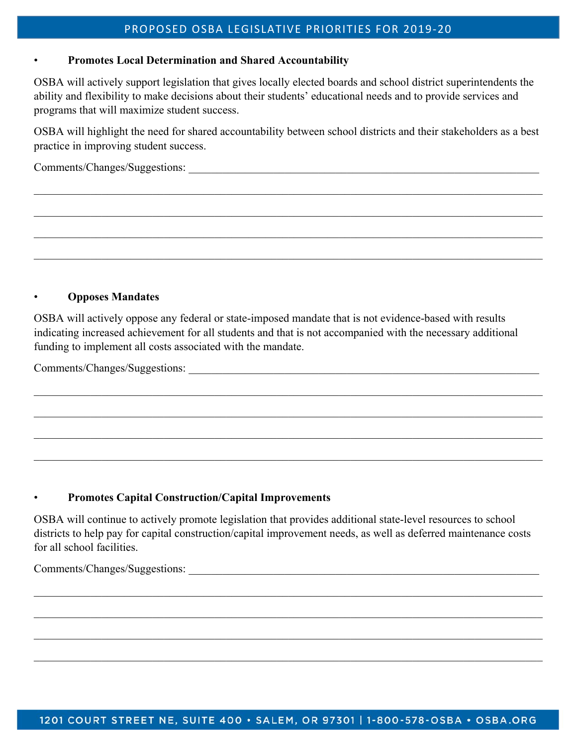## PROPOSED OSBA LEGISLATIVE PRIORITIES FOR 2019-20

- **Promotes Local Determination and Shared Accountability**

OSBA will actively support legislation that gives locally elected boards and school district superintendents the ability and flexibility to make decisions about their students' educational needs and to provide services and programs that will maximize student success.

OSBA will highlight the need for shared accountability between school districts and their stakeholders as a best practice in improving student success.

Comments/Changes/Suggestions: ________________________________________________________________

________________________________________________________________________________

________________________________________________________________________________

________________________________________________________________________________

________________________________________________________________________________

- **Opposes Mandates**

OSBA will actively oppose any federal or state-imposed mandate that is not evidence-based with results indicating increased achievement for all students and that is not accompanied with the necessary additional funding to implement all costs associated with the mandate.

Comments/Changes/Suggestions: ________________________________________________________________

________________________________________________________________________________

________________________________________________________________________________

________________________________________________________________________________

________________________________________________________________________________

- **Promotes Capital Construction/Capital Improvements**

OSBA will continue to actively promote legislation that provides additional state-level resources to school districts to help pay for capital construction/capital improvement needs, as well as deferred maintenance costs for all school facilities.

Comments/Changes/Suggestions: ________________________________________________________________

________________________________________________________________________________

________________________________________________________________________________

________________________________________________________________________________

________________________________________________________________________________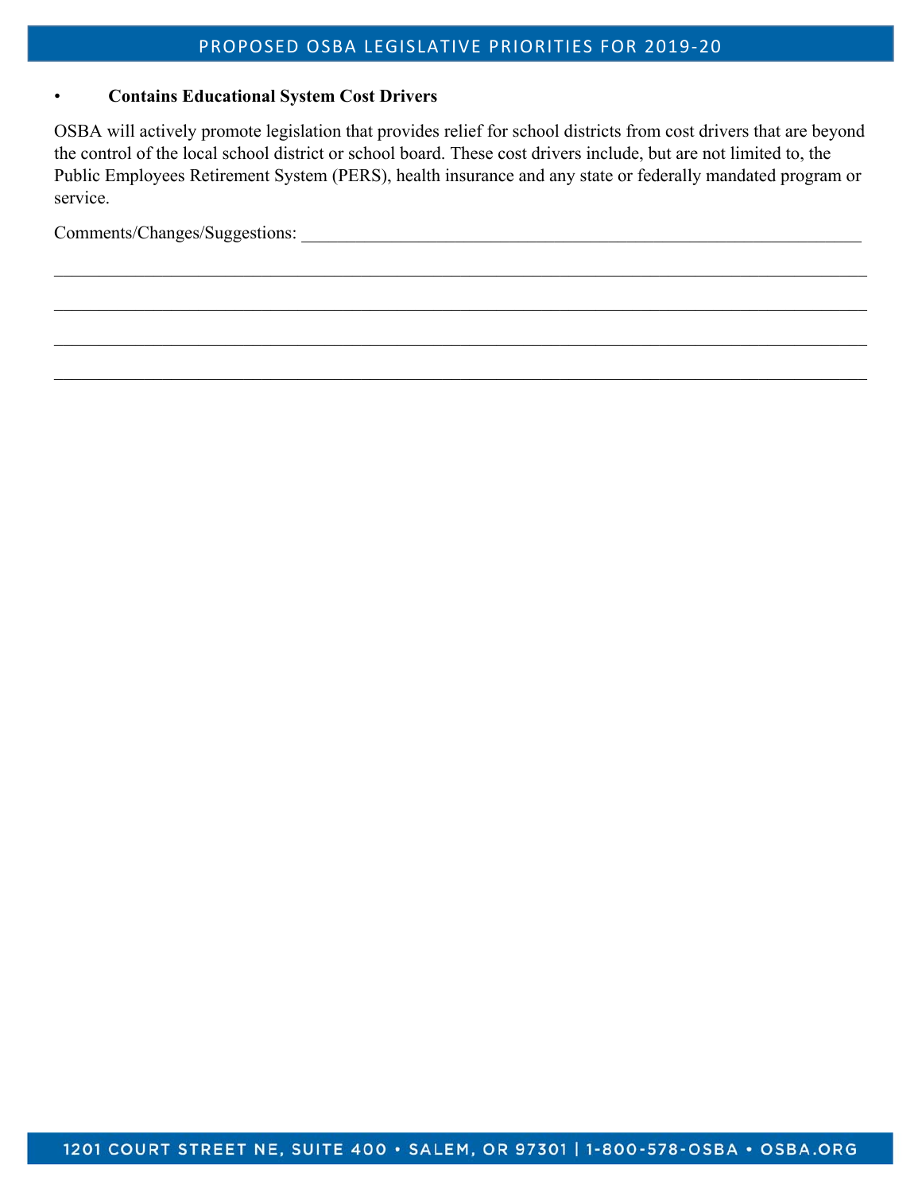- **Contains Educational System Cost Drivers**

OSBA will actively promote legislation that provides relief for school districts from cost drivers that are beyond the control of the local school district or school board. These cost drivers include, but are not limited to, the Public Employees Retirement System (PERS), health insurance and any state or federally mandated program or service.

Comments/Changes/Suggestions: ________________________________________________________________

____________________________________________________________________________________________

____________________________________________________________________________________________

____________________________________________________________________________________________

____________________________________________________________________________________________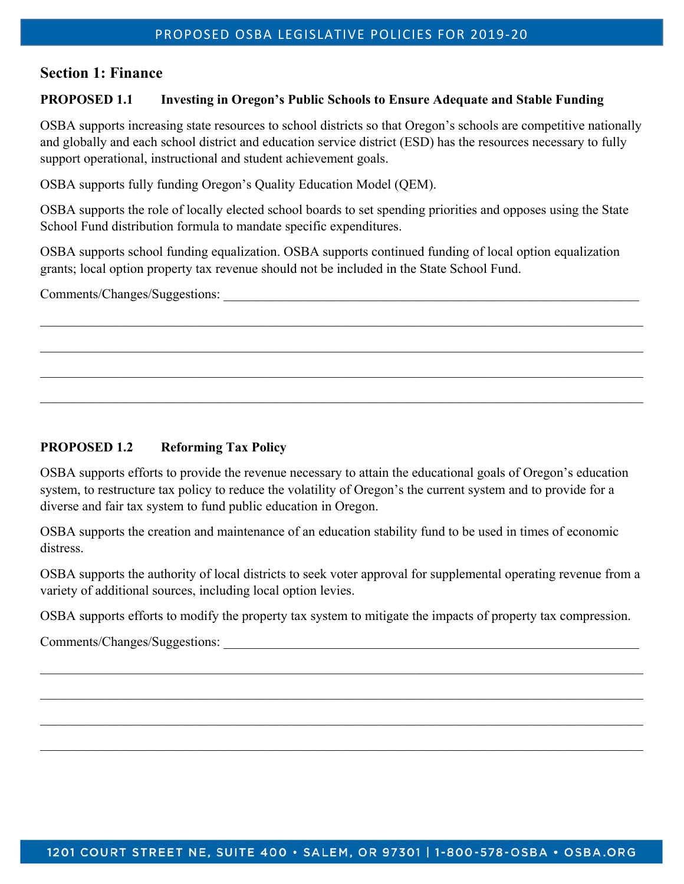## Section 1: Finance

### PROPOSED 1.1 Investing in Oregon's Public Schools to Ensure Adequate and Stable Funding

OSBA supports increasing state resources to school districts so that Oregon's schools are competitive nationally and globally and each school district and education service district (ESD) has the resources necessary to fully support operational, instructional and student achievement goals.

OSBA supports fully funding Oregon's Quality Education Model (QEM).

OSBA supports the role of locally elected school boards to set spending priorities and opposes using the State School Fund distribution formula to mandate specific expenditures.

OSBA supports school funding equalization. OSBA supports continued funding of local option equalization grants; local option property tax revenue should not be included in the State School Fund.

Comments/Changes/Suggestions: ___________________________________________________________________

___________________________________________________________________________________________

___________________________________________________________________________________________

___________________________________________________________________________________________

___________________________________________________________________________________________

### PROPOSED 1.2 Reforming Tax Policy

OSBA supports efforts to provide the revenue necessary to attain the educational goals of Oregon's education system, to restructure tax policy to reduce the volatility of Oregon's the current system and to provide for a diverse and fair tax system to fund public education in Oregon.

OSBA supports the creation and maintenance of an education stability fund to be used in times of economic distress.

OSBA supports the authority of local districts to seek voter approval for supplemental operating revenue from a variety of additional sources, including local option levies.

OSBA supports efforts to modify the property tax system to mitigate the impacts of property tax compression.

Comments/Changes/Suggestions: ___________________________________________________________________

___________________________________________________________________________________________

___________________________________________________________________________________________

___________________________________________________________________________________________

___________________________________________________________________________________________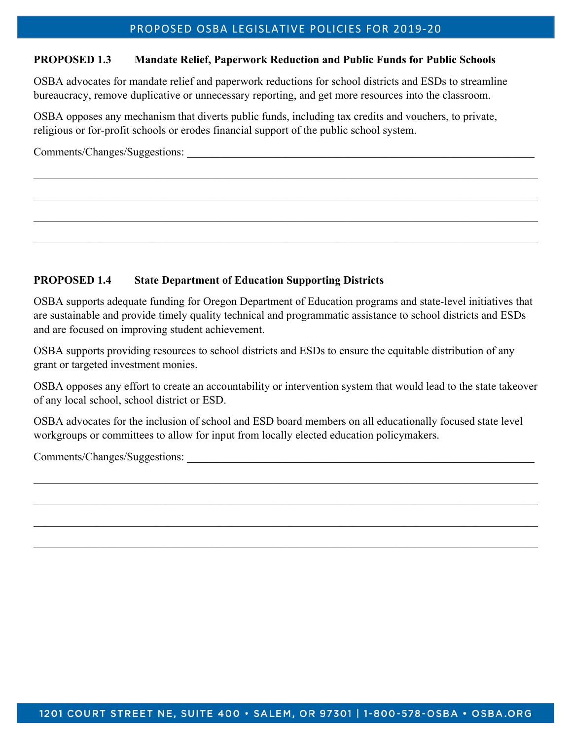**PROPOSED 1.3 Mandate Relief, Paperwork Reduction and Public Funds for Public Schools**

OSBA advocates for mandate relief and paperwork reductions for school districts and ESDs to streamline bureaucracy, remove duplicative or unnecessary reporting, and get more resources into the classroom.

OSBA opposes any mechanism that diverts public funds, including tax credits and vouchers, to private, religious or for-profit schools or erodes financial support of the public school system.

Comments/Changes/Suggestions: ____________________________________________________________

____________________________________________________________________________________

____________________________________________________________________________________

____________________________________________________________________________________

____________________________________________________________________________________

**PROPOSED 1.4 State Department of Education Supporting Districts**

OSBA supports adequate funding for Oregon Department of Education programs and state-level initiatives that are sustainable and provide timely quality technical and programmatic assistance to school districts and ESDs and are focused on improving student achievement.

OSBA supports providing resources to school districts and ESDs to ensure the equitable distribution of any grant or targeted investment monies.

OSBA opposes any effort to create an accountability or intervention system that would lead to the state takeover of any local school, school district or ESD.

OSBA advocates for the inclusion of school and ESD board members on all educationally focused state level workgroups or committees to allow for input from locally elected education policymakers.

Comments/Changes/Suggestions: ____________________________________________________________

____________________________________________________________________________________

____________________________________________________________________________________

____________________________________________________________________________________

____________________________________________________________________________________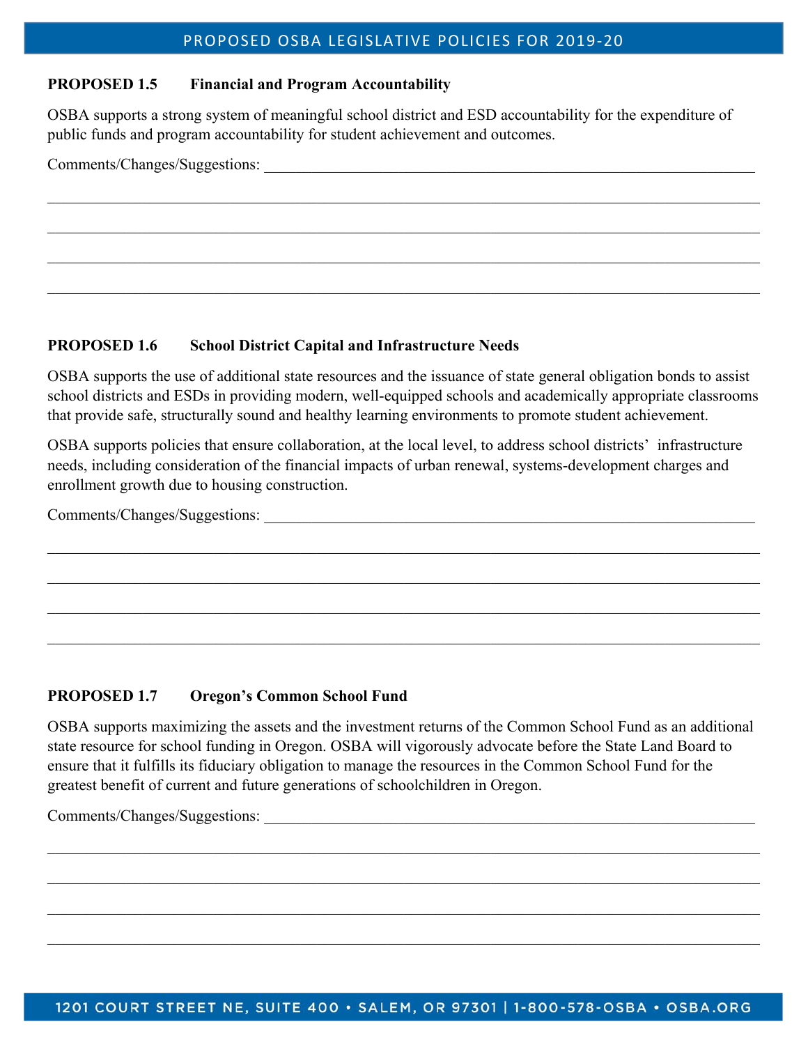**PROPOSED 1.5 Financial and Program Accountability**

OSBA supports a strong system of meaningful school district and ESD accountability for the expenditure of public funds and program accountability for student achievement and outcomes.

Comments/Changes/Suggestions: ____________________________________________________________

____________________________________________________________________________________

____________________________________________________________________________________

____________________________________________________________________________________

____________________________________________________________________________________

**PROPOSED 1.6 School District Capital and Infrastructure Needs**

OSBA supports the use of additional state resources and the issuance of state general obligation bonds to assist school districts and ESDs in providing modern, well-equipped schools and academically appropriate classrooms that provide safe, structurally sound and healthy learning environments to promote student achievement.

OSBA supports policies that ensure collaboration, at the local level, to address school districts' infrastructure needs, including consideration of the financial impacts of urban renewal, systems-development charges and enrollment growth due to housing construction.

Comments/Changes/Suggestions: ____________________________________________________________

____________________________________________________________________________________

____________________________________________________________________________________

____________________________________________________________________________________

____________________________________________________________________________________

**PROPOSED 1.7 Oregon's Common School Fund**

OSBA supports maximizing the assets and the investment returns of the Common School Fund as an additional state resource for school funding in Oregon. OSBA will vigorously advocate before the State Land Board to ensure that it fulfills its fiduciary obligation to manage the resources in the Common School Fund for the greatest benefit of current and future generations of schoolchildren in Oregon.

Comments/Changes/Suggestions: ____________________________________________________________

____________________________________________________________________________________

____________________________________________________________________________________

____________________________________________________________________________________

____________________________________________________________________________________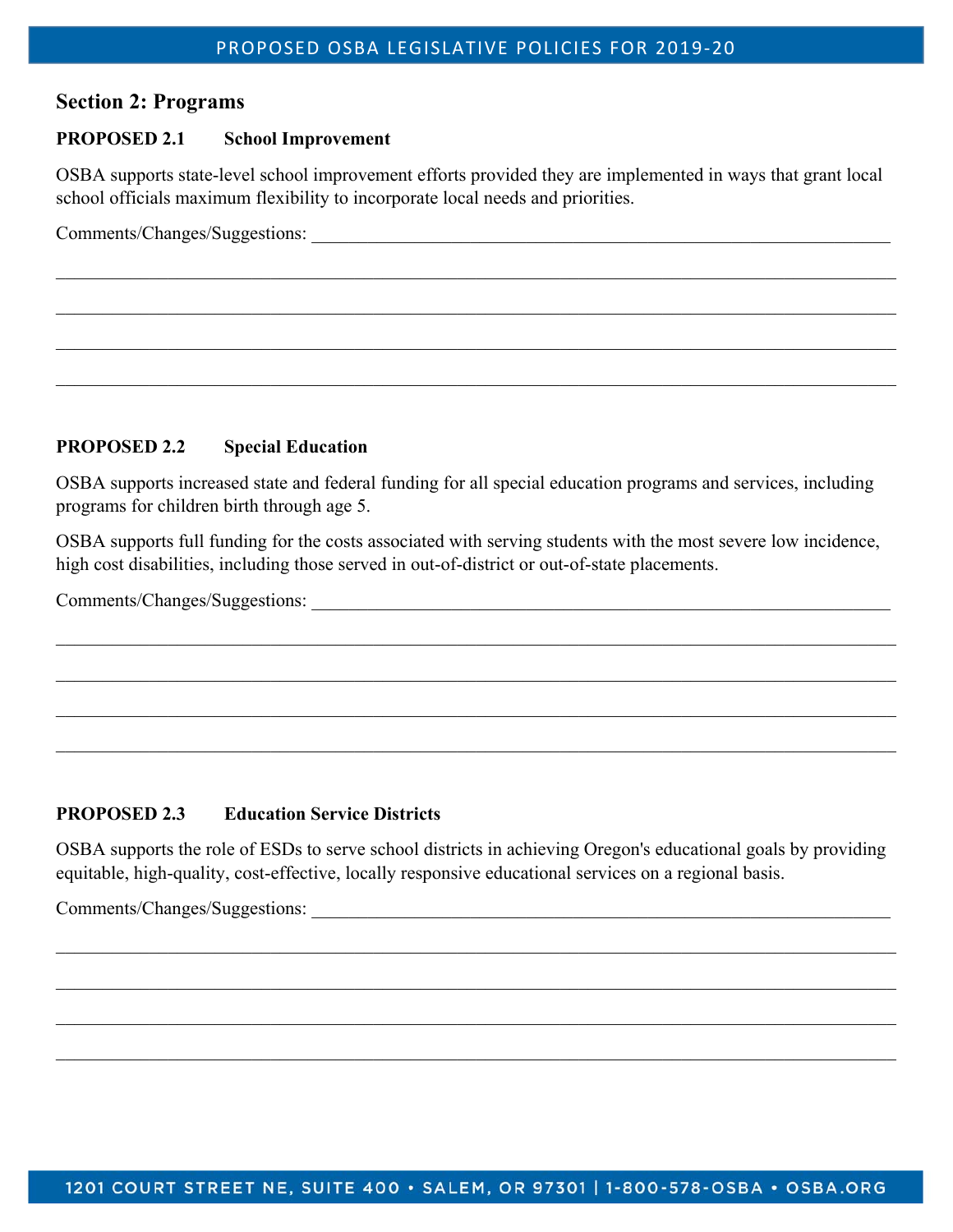## Section 2: Programs

**PROPOSED 2.1 School Improvement**

OSBA supports state-level school improvement efforts provided they are implemented in ways that grant local school officials maximum flexibility to incorporate local needs and priorities.

Comments/Changes/Suggestions: ____________________________________________________________

______________________________________________________________________________________

______________________________________________________________________________________

______________________________________________________________________________________

______________________________________________________________________________________

**PROPOSED 2.2 Special Education**

OSBA supports increased state and federal funding for all special education programs and services, including programs for children birth through age 5.

OSBA supports full funding for the costs associated with serving students with the most severe low incidence, high cost disabilities, including those served in out-of-district or out-of-state placements.

Comments/Changes/Suggestions: ____________________________________________________________

______________________________________________________________________________________

______________________________________________________________________________________

______________________________________________________________________________________

______________________________________________________________________________________

**PROPOSED 2.3 Education Service Districts**

OSBA supports the role of ESDs to serve school districts in achieving Oregon's educational goals by providing equitable, high-quality, cost-effective, locally responsive educational services on a regional basis.

Comments/Changes/Suggestions: ____________________________________________________________

______________________________________________________________________________________

______________________________________________________________________________________

______________________________________________________________________________________

______________________________________________________________________________________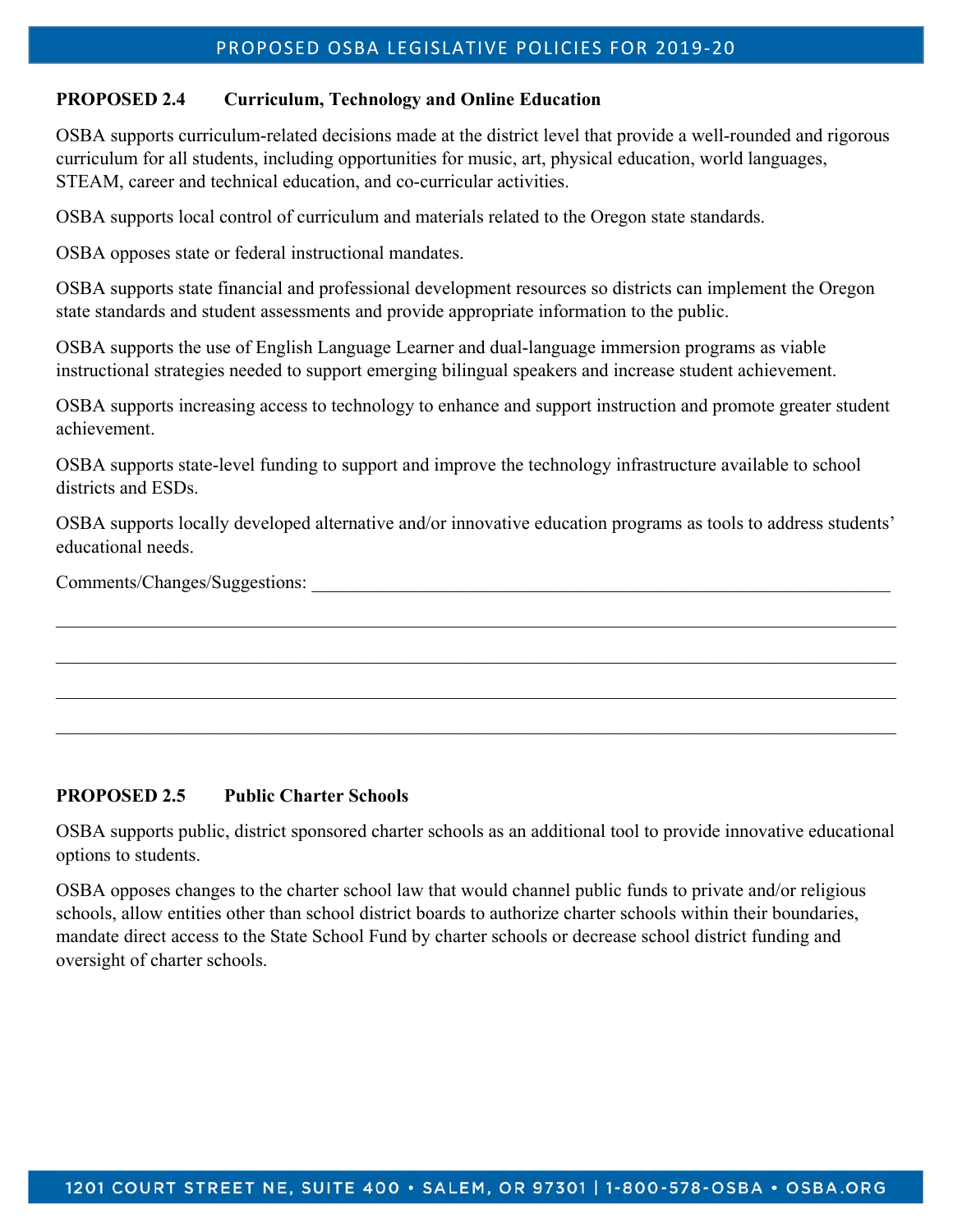**PROPOSED 2.4 Curriculum, Technology and Online Education**

OSBA supports curriculum-related decisions made at the district level that provide a well-rounded and rigorous curriculum for all students, including opportunities for music, art, physical education, world languages, STEAM, career and technical education, and co-curricular activities.

OSBA supports local control of curriculum and materials related to the Oregon state standards.

OSBA opposes state or federal instructional mandates.

OSBA supports state financial and professional development resources so districts can implement the Oregon state standards and student assessments and provide appropriate information to the public.

OSBA supports the use of English Language Learner and dual-language immersion programs as viable instructional strategies needed to support emerging bilingual speakers and increase student achievement.

OSBA supports increasing access to technology to enhance and support instruction and promote greater student achievement.

OSBA supports state-level funding to support and improve the technology infrastructure available to school districts and ESDs.

OSBA supports locally developed alternative and/or innovative education programs as tools to address students' educational needs.

Comments/Changes/Suggestions: ________________________________________________________________

______________________________________________________________________________________

______________________________________________________________________________________

______________________________________________________________________________________

______________________________________________________________________________________

**PROPOSED 2.5 Public Charter Schools**

OSBA supports public, district sponsored charter schools as an additional tool to provide innovative educational options to students.

OSBA opposes changes to the charter school law that would channel public funds to private and/or religious schools, allow entities other than school district boards to authorize charter schools within their boundaries, mandate direct access to the State School Fund by charter schools or decrease school district funding and oversight of charter schools.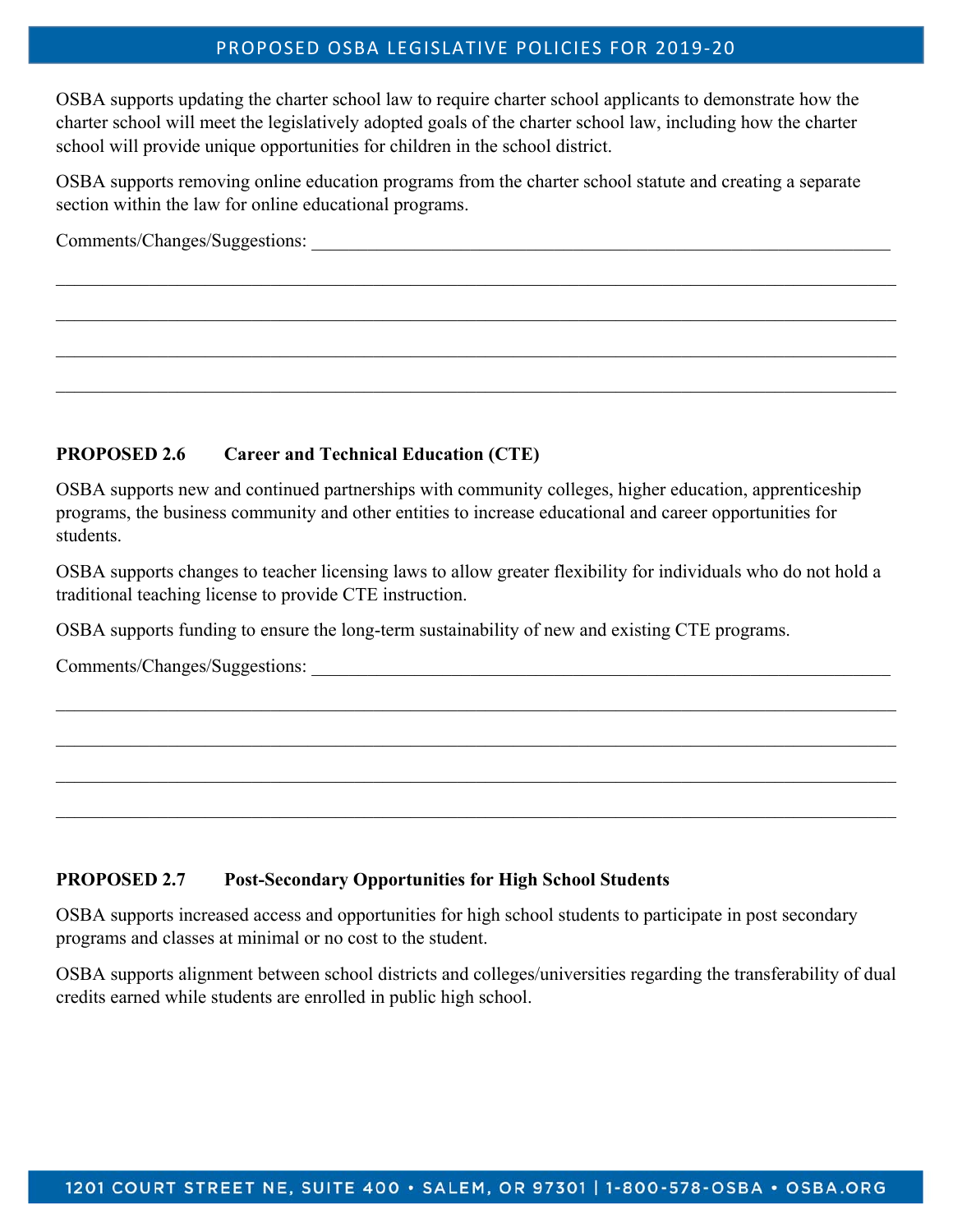OSBA supports updating the charter school law to require charter school applicants to demonstrate how the charter school will meet the legislatively adopted goals of the charter school law, including how the charter school will provide unique opportunities for children in the school district.

OSBA supports removing online education programs from the charter school statute and creating a separate section within the law for online educational programs.

Comments/Changes/Suggestions: ____________________________________________________________________

____________________________________________________________________________________________

____________________________________________________________________________________________

____________________________________________________________________________________________

____________________________________________________________________________________________

### PROPOSED 2.6 Career and Technical Education (CTE)

OSBA supports new and continued partnerships with community colleges, higher education, apprenticeship programs, the business community and other entities to increase educational and career opportunities for students.

OSBA supports changes to teacher licensing laws to allow greater flexibility for individuals who do not hold a traditional teaching license to provide CTE instruction.

OSBA supports funding to ensure the long-term sustainability of new and existing CTE programs.

Comments/Changes/Suggestions: ____________________________________________________________________

____________________________________________________________________________________________

____________________________________________________________________________________________

____________________________________________________________________________________________

____________________________________________________________________________________________

### PROPOSED 2.7 Post-Secondary Opportunities for High School Students

OSBA supports increased access and opportunities for high school students to participate in post secondary programs and classes at minimal or no cost to the student.

OSBA supports alignment between school districts and colleges/universities regarding the transferability of dual credits earned while students are enrolled in public high school.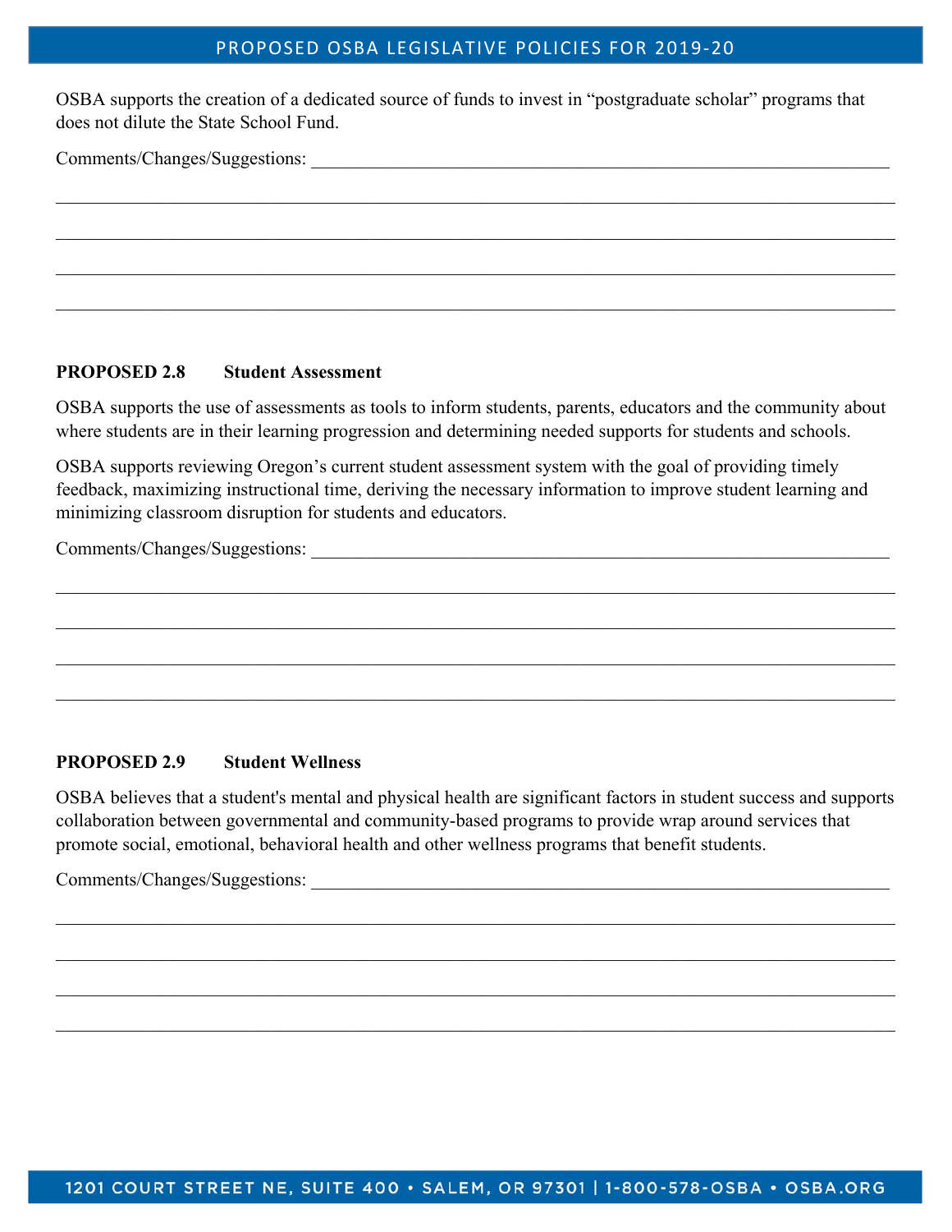OSBA supports the creation of a dedicated source of funds to invest in "postgraduate scholar" programs that does not dilute the State School Fund.

Comments/Changes/Suggestions: ___________________________________________________________________

_______________________________________________________________________________________________

_______________________________________________________________________________________________

_______________________________________________________________________________________________

_______________________________________________________________________________________________

**PROPOSED 2.8 Student Assessment**

OSBA supports the use of assessments as tools to inform students, parents, educators and the community about where students are in their learning progression and determining needed supports for students and schools.

OSBA supports reviewing Oregon's current student assessment system with the goal of providing timely feedback, maximizing instructional time, deriving the necessary information to improve student learning and minimizing classroom disruption for students and educators.

Comments/Changes/Suggestions: ___________________________________________________________________

_______________________________________________________________________________________________

_______________________________________________________________________________________________

_______________________________________________________________________________________________

_______________________________________________________________________________________________

**PROPOSED 2.9 Student Wellness**

OSBA believes that a student's mental and physical health are significant factors in student success and supports collaboration between governmental and community-based programs to provide wrap around services that promote social, emotional, behavioral health and other wellness programs that benefit students.

Comments/Changes/Suggestions: ___________________________________________________________________

_______________________________________________________________________________________________

_______________________________________________________________________________________________

_______________________________________________________________________________________________

_______________________________________________________________________________________________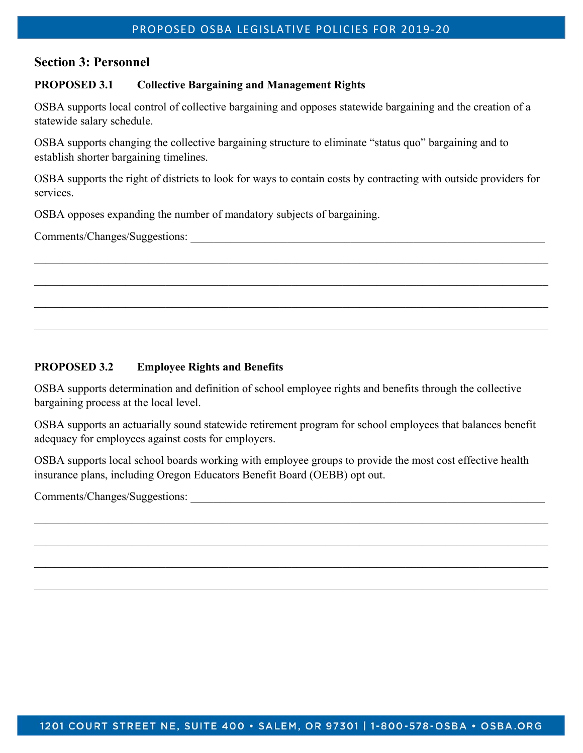## Section 3: Personnel

### PROPOSED 3.1 Collective Bargaining and Management Rights

OSBA supports local control of collective bargaining and opposes statewide bargaining and the creation of a statewide salary schedule.

OSBA supports changing the collective bargaining structure to eliminate "status quo" bargaining and to establish shorter bargaining timelines.

OSBA supports the right of districts to look for ways to contain costs by contracting with outside providers for services.

OSBA opposes expanding the number of mandatory subjects of bargaining.

Comments/Changes/Suggestions: ____________________________________________________________________

______________________________________________________________________________________________

______________________________________________________________________________________________

______________________________________________________________________________________________

______________________________________________________________________________________________

### PROPOSED 3.2 Employee Rights and Benefits

OSBA supports determination and definition of school employee rights and benefits through the collective bargaining process at the local level.

OSBA supports an actuarially sound statewide retirement program for school employees that balances benefit adequacy for employees against costs for employers.

OSBA supports local school boards working with employee groups to provide the most cost effective health insurance plans, including Oregon Educators Benefit Board (OEBB) opt out.

Comments/Changes/Suggestions: ____________________________________________________________________

______________________________________________________________________________________________

______________________________________________________________________________________________

______________________________________________________________________________________________

______________________________________________________________________________________________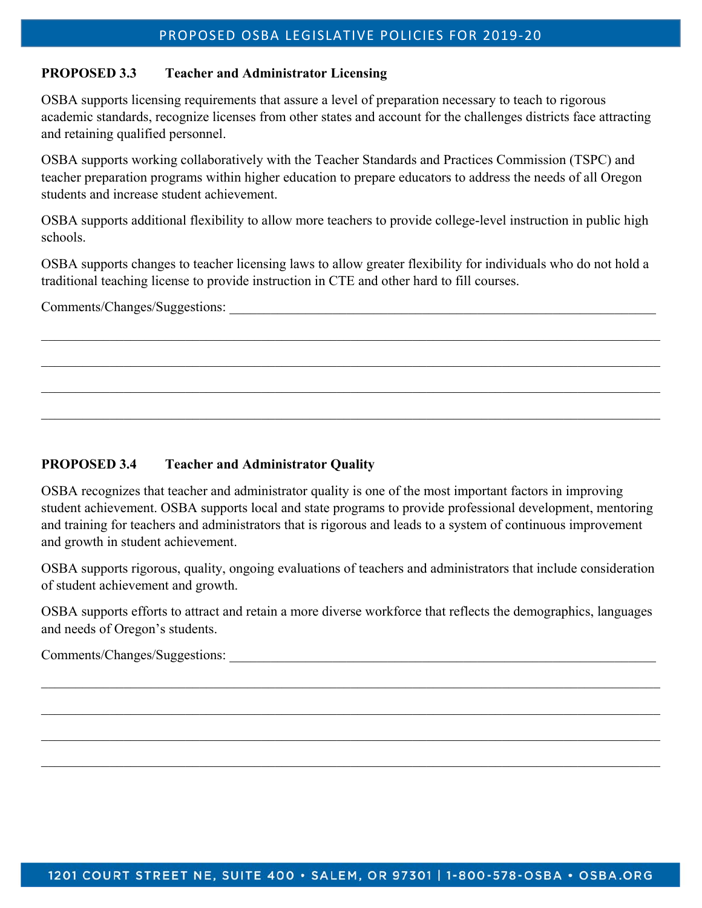**PROPOSED 3.3 Teacher and Administrator Licensing**

OSBA supports licensing requirements that assure a level of preparation necessary to teach to rigorous academic standards, recognize licenses from other states and account for the challenges districts face attracting and retaining qualified personnel.

OSBA supports working collaboratively with the Teacher Standards and Practices Commission (TSPC) and teacher preparation programs within higher education to prepare educators to address the needs of all Oregon students and increase student achievement.

OSBA supports additional flexibility to allow more teachers to provide college-level instruction in public high schools.

OSBA supports changes to teacher licensing laws to allow greater flexibility for individuals who do not hold a traditional teaching license to provide instruction in CTE and other hard to fill courses.

Comments/Changes/Suggestions: ____________________________________________

____________________________________________

____________________________________________

____________________________________________

____________________________________________

**PROPOSED 3.4 Teacher and Administrator Quality**

OSBA recognizes that teacher and administrator quality is one of the most important factors in improving student achievement. OSBA supports local and state programs to provide professional development, mentoring and training for teachers and administrators that is rigorous and leads to a system of continuous improvement and growth in student achievement.

OSBA supports rigorous, quality, ongoing evaluations of teachers and administrators that include consideration of student achievement and growth.

OSBA supports efforts to attract and retain a more diverse workforce that reflects the demographics, languages and needs of Oregon's students.

Comments/Changes/Suggestions: ____________________________________________

____________________________________________

____________________________________________

____________________________________________

____________________________________________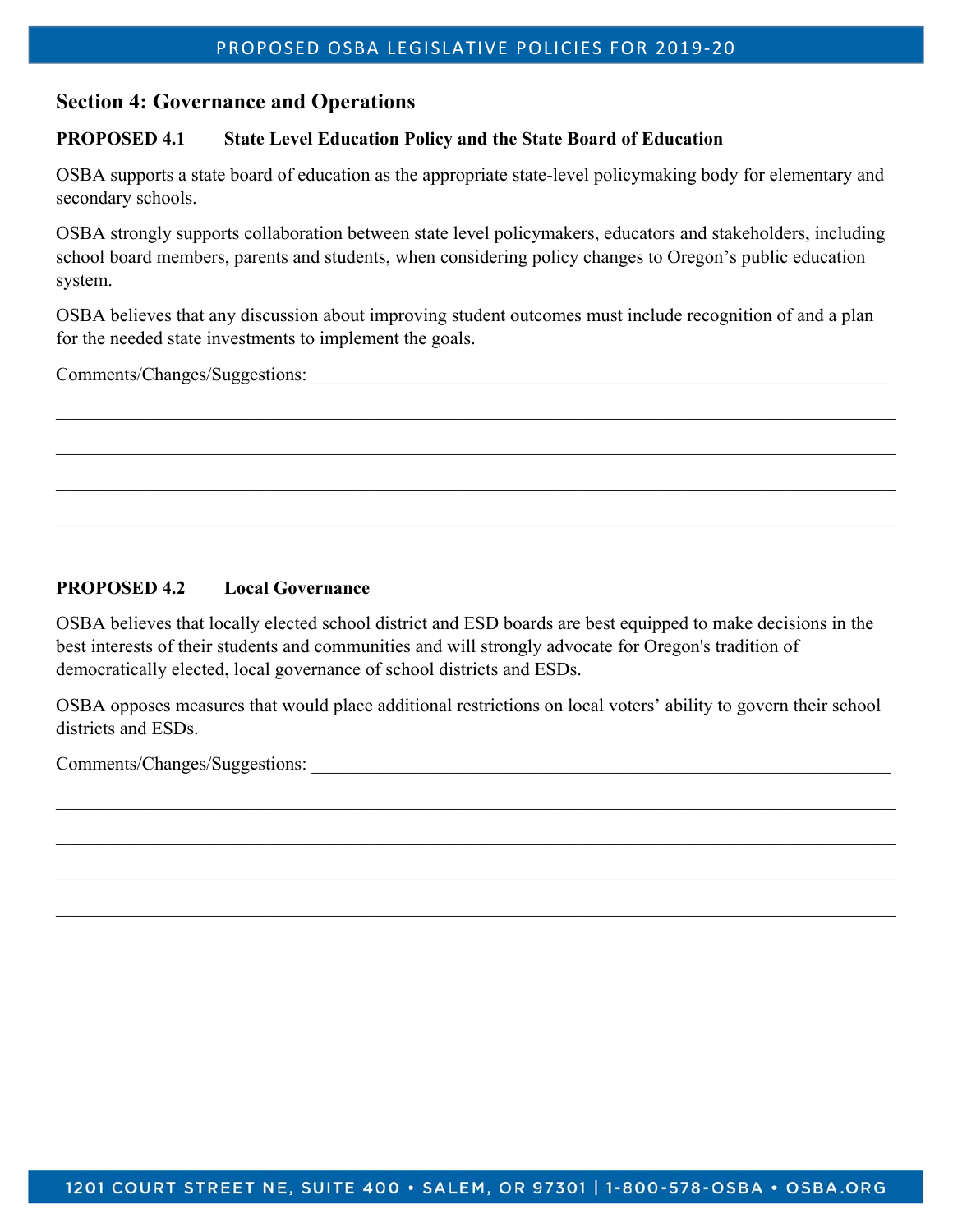## Section 4: Governance and Operations

**PROPOSED 4.1 State Level Education Policy and the State Board of Education**

OSBA supports a state board of education as the appropriate state-level policymaking body for elementary and secondary schools.

OSBA strongly supports collaboration between state level policymakers, educators and stakeholders, including school board members, parents and students, when considering policy changes to Oregon's public education system.

OSBA believes that any discussion about improving student outcomes must include recognition of and a plan for the needed state investments to implement the goals.

Comments/Changes/Suggestions: ______________________________________________________________

____________________________________________________________________________________________

____________________________________________________________________________________________

____________________________________________________________________________________________

____________________________________________________________________________________________

**PROPOSED 4.2 Local Governance**

OSBA believes that locally elected school district and ESD boards are best equipped to make decisions in the best interests of their students and communities and will strongly advocate for Oregon's tradition of democratically elected, local governance of school districts and ESDs.

OSBA opposes measures that would place additional restrictions on local voters' ability to govern their school districts and ESDs.

Comments/Changes/Suggestions: ______________________________________________________________

____________________________________________________________________________________________

____________________________________________________________________________________________

____________________________________________________________________________________________

____________________________________________________________________________________________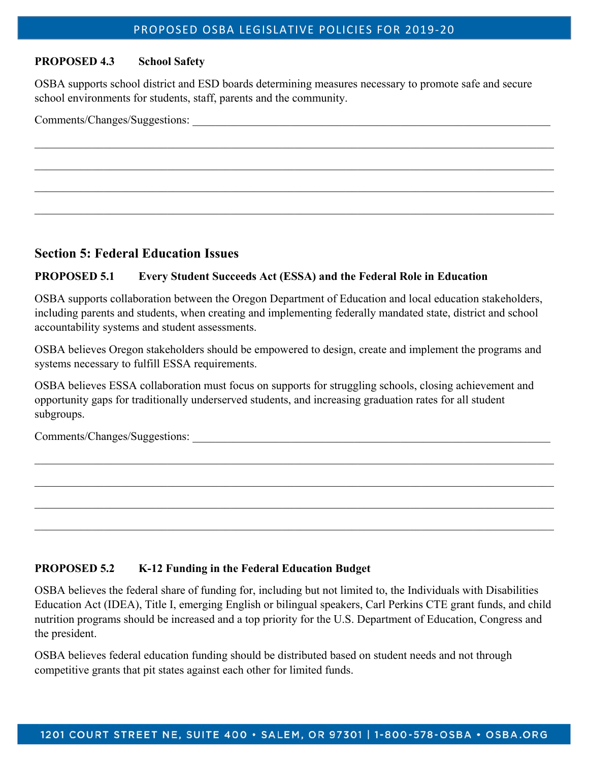**PROPOSED 4.3 School Safety**

OSBA supports school district and ESD boards determining measures necessary to promote safe and secure school environments for students, staff, parents and the community.

Comments/Changes/Suggestions: ________________________________________________________________

________________________________________________________________________________________________

________________________________________________________________________________________________

________________________________________________________________________________________________

________________________________________________________________________________________________

## Section 5: Federal Education Issues

**PROPOSED 5.1 Every Student Succeeds Act (ESSA) and the Federal Role in Education**

OSBA supports collaboration between the Oregon Department of Education and local education stakeholders, including parents and students, when creating and implementing federally mandated state, district and school accountability systems and student assessments.

OSBA believes Oregon stakeholders should be empowered to design, create and implement the programs and systems necessary to fulfill ESSA requirements.

OSBA believes ESSA collaboration must focus on supports for struggling schools, closing achievement and opportunity gaps for traditionally underserved students, and increasing graduation rates for all student subgroups.

Comments/Changes/Suggestions: ________________________________________________________________

________________________________________________________________________________________________

________________________________________________________________________________________________

________________________________________________________________________________________________

________________________________________________________________________________________________

**PROPOSED 5.2 K-12 Funding in the Federal Education Budget**

OSBA believes the federal share of funding for, including but not limited to, the Individuals with Disabilities Education Act (IDEA), Title I, emerging English or bilingual speakers, Carl Perkins CTE grant funds, and child nutrition programs should be increased and a top priority for the U.S. Department of Education, Congress and the president.

OSBA believes federal education funding should be distributed based on student needs and not through competitive grants that pit states against each other for limited funds.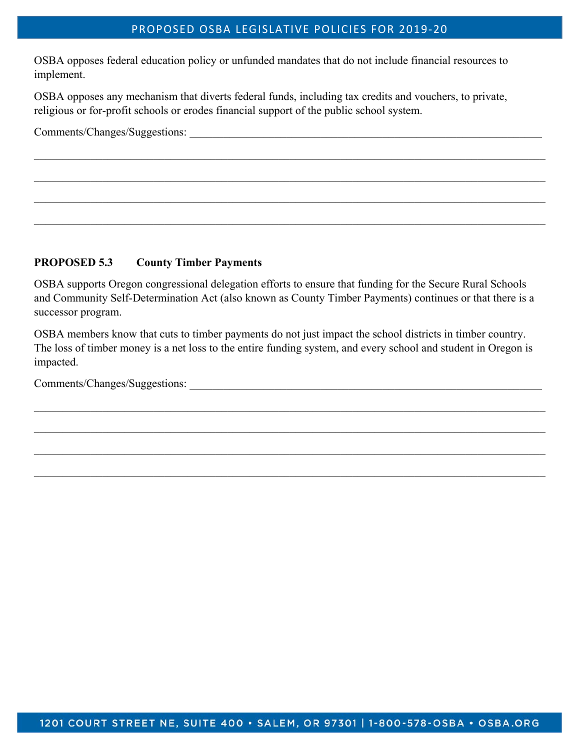OSBA opposes federal education policy or unfunded mandates that do not include financial resources to implement.

OSBA opposes any mechanism that diverts federal funds, including tax credits and vouchers, to private, religious or for-profit schools or erodes financial support of the public school system.

Comments/Changes/Suggestions: ________________________________________________________________

________________________________________________________________________________

________________________________________________________________________________

________________________________________________________________________________

________________________________________________________________________________

**PROPOSED 5.3 County Timber Payments**

OSBA supports Oregon congressional delegation efforts to ensure that funding for the Secure Rural Schools and Community Self-Determination Act (also known as County Timber Payments) continues or that there is a successor program.

OSBA members know that cuts to timber payments do not just impact the school districts in timber country. The loss of timber money is a net loss to the entire funding system, and every school and student in Oregon is impacted.

Comments/Changes/Suggestions: ________________________________________________________________

________________________________________________________________________________

________________________________________________________________________________

________________________________________________________________________________

________________________________________________________________________________